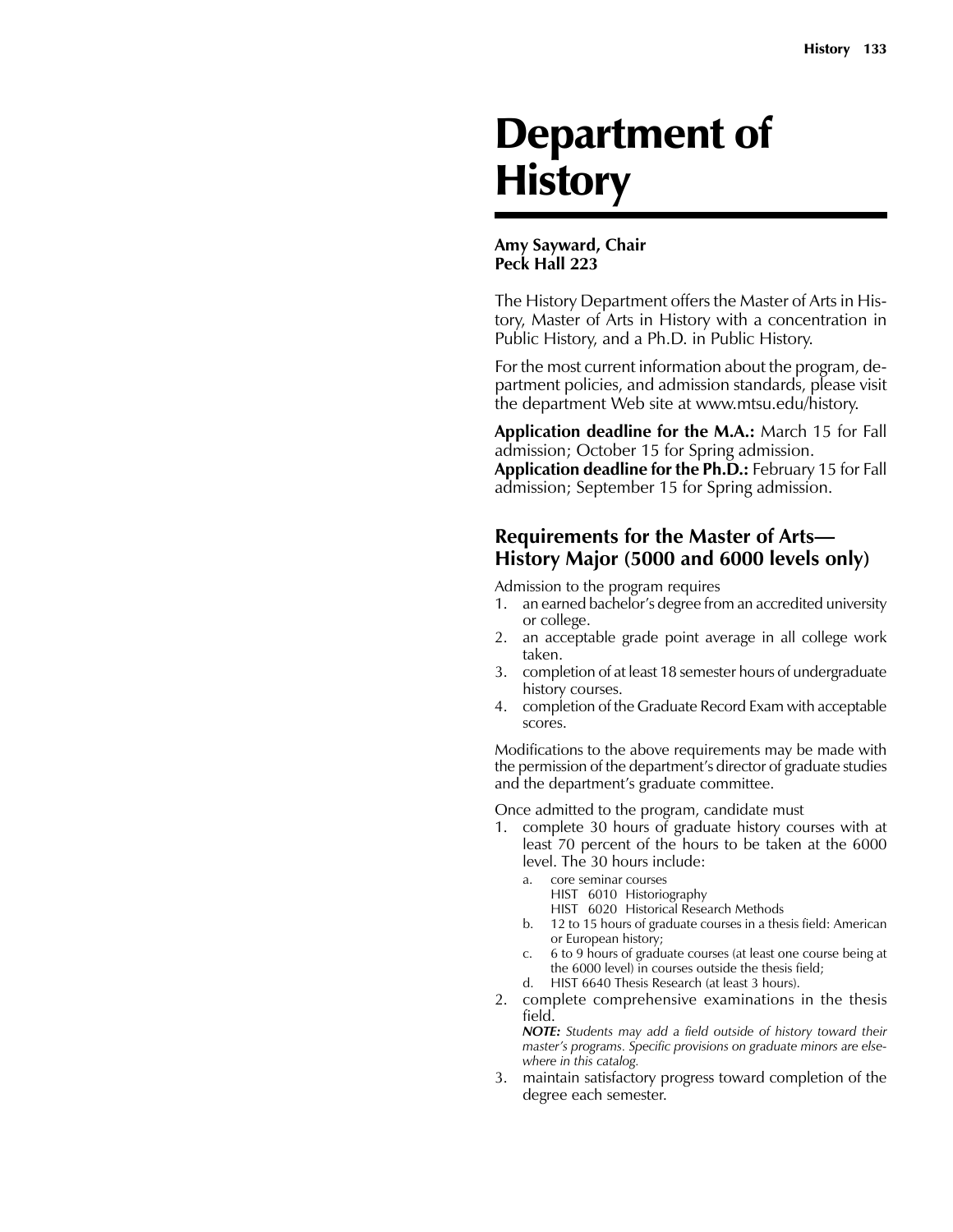# Department of History

**Amy Sayward, Chair**
**Peck Hall 223**

The History Department offers the Master of Arts in History, Master of Arts in History with a concentration in Public History, and a Ph.D. in Public History.

For the most current information about the program, department policies, and admission standards, please visit the department Web site at www.mtsu.edu/history.

**Application deadline for the M.A.:** March 15 for Fall admission; October 15 for Spring admission.
**Application deadline for the Ph.D.:** February 15 for Fall admission; September 15 for Spring admission.

## Requirements for the Master of Arts—History Major (5000 and 6000 levels only)

Admission to the program requires

1. an earned bachelor's degree from an accredited university or college.
2. an acceptable grade point average in all college work taken.
3. completion of at least 18 semester hours of undergraduate history courses.
4. completion of the Graduate Record Exam with acceptable scores.

Modifications to the above requirements may be made with the permission of the department's director of graduate studies and the department's graduate committee.

Once admitted to the program, candidate must

1. complete 30 hours of graduate history courses with at least 70 percent of the hours to be taken at the 6000 level. The 30 hours include:
   a. core seminar courses
      HIST 6010 Historiography
      HIST 6020 Historical Research Methods
   b. 12 to 15 hours of graduate courses in a thesis field: American or European history;
   c. 6 to 9 hours of graduate courses (at least one course being at the 6000 level) in courses outside the thesis field;
   d. HIST 6640 Thesis Research (at least 3 hours).
2. complete comprehensive examinations in the thesis field.
   ***NOTE:*** *Students may add a field outside of history toward their master's programs. Specific provisions on graduate minors are elsewhere in this catalog.*
3. maintain satisfactory progress toward completion of the degree each semester.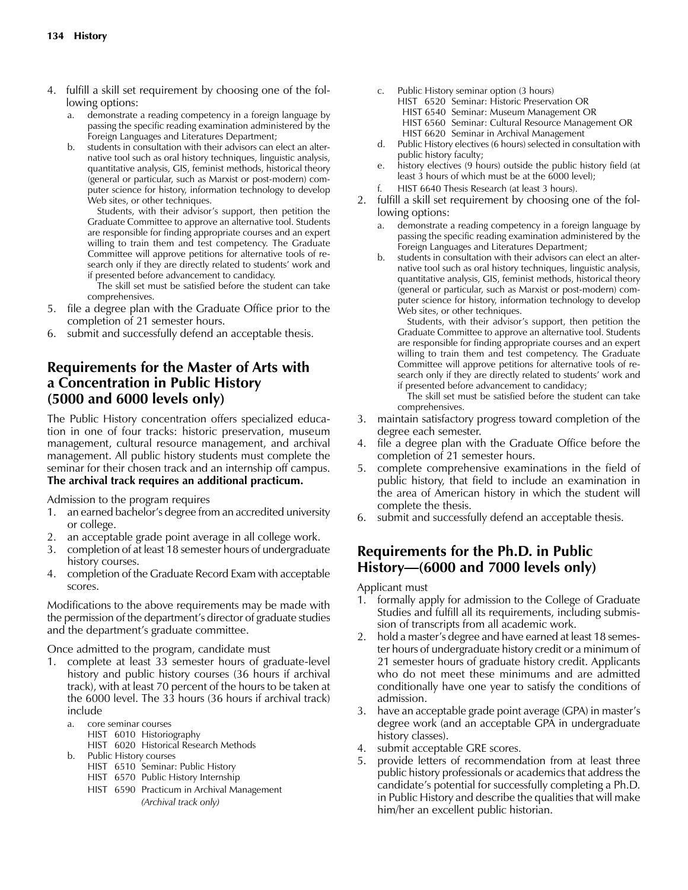4. fulfill a skill set requirement by choosing one of the following options:
   a. demonstrate a reading competency in a foreign language by passing the specific reading examination administered by the Foreign Languages and Literatures Department;
   b. students in consultation with their advisors can elect an alternative tool such as oral history techniques, linguistic analysis, quantitative analysis, GIS, feminist methods, historical theory (general or particular, such as Marxist or post-modern) computer science for history, information technology to develop Web sites, or other techniques.

      Students, with their advisor's support, then petition the Graduate Committee to approve an alternative tool. Students are responsible for finding appropriate courses and an expert willing to train them and test competency. The Graduate Committee will approve petitions for alternative tools of research only if they are directly related to students' work and if presented before advancement to candidacy.

      The skill set must be satisfied before the student can take comprehensives.
5. file a degree plan with the Graduate Office prior to the completion of 21 semester hours.
6. submit and successfully defend an acceptable thesis.

## Requirements for the Master of Arts with a Concentration in Public History (5000 and 6000 levels only)

The Public History concentration offers specialized education in one of four tracks: historic preservation, museum management, cultural resource management, and archival management. All public history students must complete the seminar for their chosen track and an internship off campus. **The archival track requires an additional practicum.**

Admission to the program requires

1. an earned bachelor's degree from an accredited university or college.
2. an acceptable grade point average in all college work.
3. completion of at least 18 semester hours of undergraduate history courses.
4. completion of the Graduate Record Exam with acceptable scores.

Modifications to the above requirements may be made with the permission of the department's director of graduate studies and the department's graduate committee.

Once admitted to the program, candidate must

1. complete at least 33 semester hours of graduate-level history and public history courses (36 hours if archival track), with at least 70 percent of the hours to be taken at the 6000 level. The 33 hours (36 hours if archival track) include
   a. core seminar courses
      - HIST 6010 Historiography
      - HIST 6020 Historical Research Methods
   b. Public History courses
      - HIST 6510 Seminar: Public History
      - HIST 6570 Public History Internship
      - HIST 6590 Practicum in Archival Management *(Archival track only)*
   c. Public History seminar option (3 hours)
      - HIST 6520 Seminar: Historic Preservation OR
      - HIST 6540 Seminar: Museum Management OR
      - HIST 6560 Seminar: Cultural Resource Management OR
      - HIST 6620 Seminar in Archival Management
   d. Public History electives (6 hours) selected in consultation with public history faculty;
   e. history electives (9 hours) outside the public history field (at least 3 hours of which must be at the 6000 level);
   f. HIST 6640 Thesis Research (at least 3 hours).
2. fulfill a skill set requirement by choosing one of the following options:
   a. demonstrate a reading competency in a foreign language by passing the specific reading examination administered by the Foreign Languages and Literatures Department;
   b. students in consultation with their advisors can elect an alternative tool such as oral history techniques, linguistic analysis, quantitative analysis, GIS, feminist methods, historical theory (general or particular, such as Marxist or post-modern) computer science for history, information technology to develop Web sites, or other techniques.

      Students, with their advisor's support, then petition the Graduate Committee to approve an alternative tool. Students are responsible for finding appropriate courses and an expert willing to train them and test competency. The Graduate Committee will approve petitions for alternative tools of research only if they are directly related to students' work and if presented before advancement to candidacy;

      The skill set must be satisfied before the student can take comprehensives.
3. maintain satisfactory progress toward completion of the degree each semester.
4. file a degree plan with the Graduate Office before the completion of 21 semester hours.
5. complete comprehensive examinations in the field of public history, that field to include an examination in the area of American history in which the student will complete the thesis.
6. submit and successfully defend an acceptable thesis.

## Requirements for the Ph.D. in Public History—(6000 and 7000 levels only)

Applicant must

1. formally apply for admission to the College of Graduate Studies and fulfill all its requirements, including submission of transcripts from all academic work.
2. hold a master's degree and have earned at least 18 semester hours of undergraduate history credit or a minimum of 21 semester hours of graduate history credit. Applicants who do not meet these minimums and are admitted conditionally have one year to satisfy the conditions of admission.
3. have an acceptable grade point average (GPA) in master's degree work (and an acceptable GPA in undergraduate history classes).
4. submit acceptable GRE scores.
5. provide letters of recommendation from at least three public history professionals or academics that address the candidate's potential for successfully completing a Ph.D. in Public History and describe the qualities that will make him/her an excellent public historian.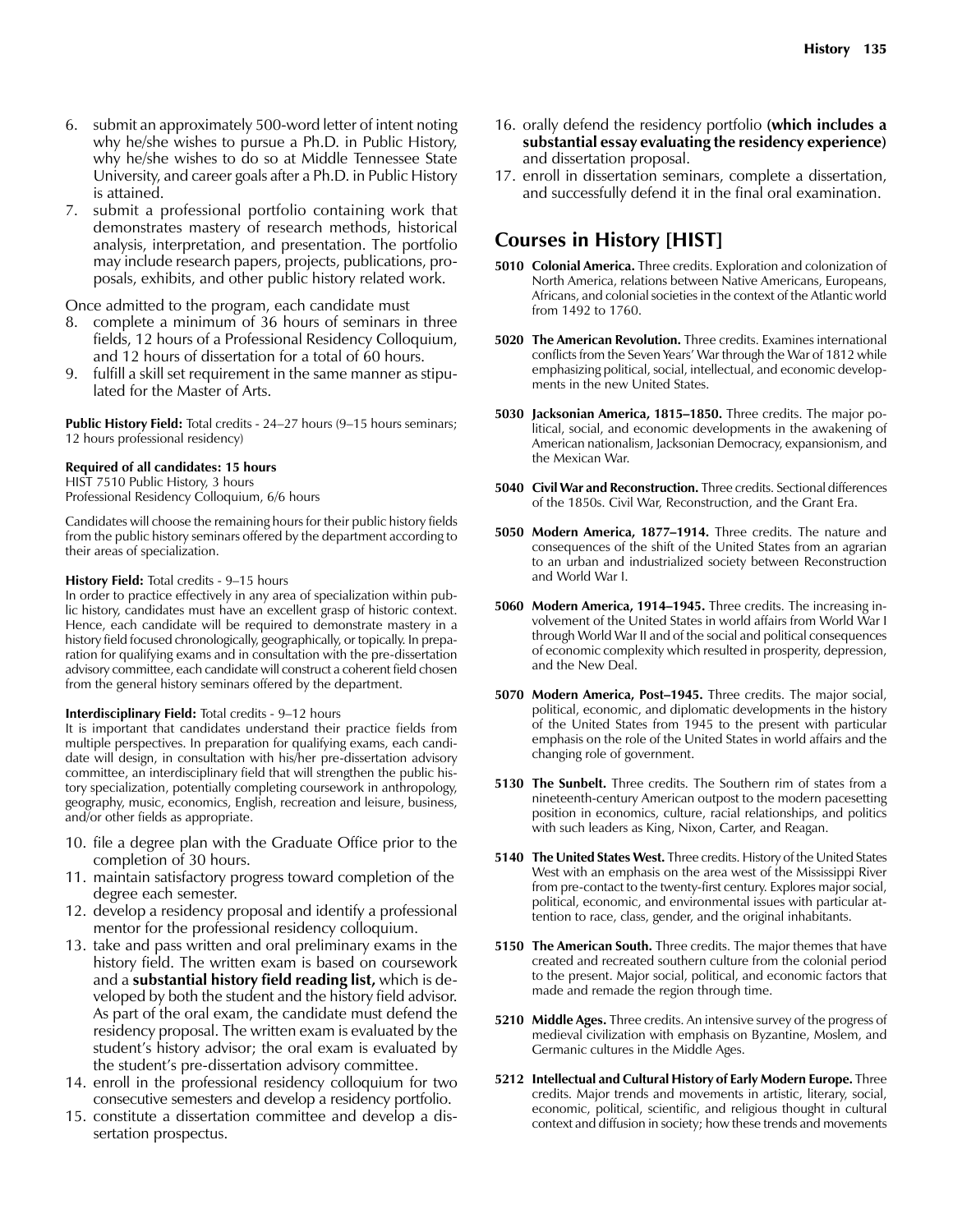6. submit an approximately 500-word letter of intent noting why he/she wishes to pursue a Ph.D. in Public History, why he/she wishes to do so at Middle Tennessee State University, and career goals after a Ph.D. in Public History is attained.
7. submit a professional portfolio containing work that demonstrates mastery of research methods, historical analysis, interpretation, and presentation. The portfolio may include research papers, projects, publications, proposals, exhibits, and other public history related work.

Once admitted to the program, each candidate must

8. complete a minimum of 36 hours of seminars in three fields, 12 hours of a Professional Residency Colloquium, and 12 hours of dissertation for a total of 60 hours.
9. fulfill a skill set requirement in the same manner as stipulated for the Master of Arts.

**Public History Field:** Total credits - 24–27 hours (9–15 hours seminars; 12 hours professional residency)

**Required of all candidates: 15 hours**
HIST 7510 Public History, 3 hours
Professional Residency Colloquium, 6/6 hours

Candidates will choose the remaining hours for their public history fields from the public history seminars offered by the department according to their areas of specialization.

**History Field:** Total credits - 9–15 hours
In order to practice effectively in any area of specialization within public history, candidates must have an excellent grasp of historic context. Hence, each candidate will be required to demonstrate mastery in a history field focused chronologically, geographically, or topically. In preparation for qualifying exams and in consultation with the pre-dissertation advisory committee, each candidate will construct a coherent field chosen from the general history seminars offered by the department.

**Interdisciplinary Field:** Total credits - 9–12 hours
It is important that candidates understand their practice fields from multiple perspectives. In preparation for qualifying exams, each candidate will design, in consultation with his/her pre-dissertation advisory committee, an interdisciplinary field that will strengthen the public history specialization, potentially completing coursework in anthropology, geography, music, economics, English, recreation and leisure, business, and/or other fields as appropriate.

10. file a degree plan with the Graduate Office prior to the completion of 30 hours.
11. maintain satisfactory progress toward completion of the degree each semester.
12. develop a residency proposal and identify a professional mentor for the professional residency colloquium.
13. take and pass written and oral preliminary exams in the history field. The written exam is based on coursework and a **substantial history field reading list,** which is developed by both the student and the history field advisor. As part of the oral exam, the candidate must defend the residency proposal. The written exam is evaluated by the student's history advisor; the oral exam is evaluated by the student's pre-dissertation advisory committee.
14. enroll in the professional residency colloquium for two consecutive semesters and develop a residency portfolio.
15. constitute a dissertation committee and develop a dissertation prospectus.
16. orally defend the residency portfolio **(which includes a substantial essay evaluating the residency experience)** and dissertation proposal.
17. enroll in dissertation seminars, complete a dissertation, and successfully defend it in the final oral examination.

## Courses in History [HIST]

**5010 Colonial America.** Three credits. Exploration and colonization of North America, relations between Native Americans, Europeans, Africans, and colonial societies in the context of the Atlantic world from 1492 to 1760.

**5020 The American Revolution.** Three credits. Examines international conflicts from the Seven Years' War through the War of 1812 while emphasizing political, social, intellectual, and economic developments in the new United States.

**5030 Jacksonian America, 1815–1850.** Three credits. The major political, social, and economic developments in the awakening of American nationalism, Jacksonian Democracy, expansionism, and the Mexican War.

**5040 Civil War and Reconstruction.** Three credits. Sectional differences of the 1850s. Civil War, Reconstruction, and the Grant Era.

**5050 Modern America, 1877–1914.** Three credits. The nature and consequences of the shift of the United States from an agrarian to an urban and industrialized society between Reconstruction and World War I.

**5060 Modern America, 1914–1945.** Three credits. The increasing involvement of the United States in world affairs from World War I through World War II and of the social and political consequences of economic complexity which resulted in prosperity, depression, and the New Deal.

**5070 Modern America, Post–1945.** Three credits. The major social, political, economic, and diplomatic developments in the history of the United States from 1945 to the present with particular emphasis on the role of the United States in world affairs and the changing role of government.

**5130 The Sunbelt.** Three credits. The Southern rim of states from a nineteenth-century American outpost to the modern pacesetting position in economics, culture, racial relationships, and politics with such leaders as King, Nixon, Carter, and Reagan.

**5140 The United States West.** Three credits. History of the United States West with an emphasis on the area west of the Mississippi River from pre-contact to the twenty-first century. Explores major social, political, economic, and environmental issues with particular attention to race, class, gender, and the original inhabitants.

**5150 The American South.** Three credits. The major themes that have created and recreated southern culture from the colonial period to the present. Major social, political, and economic factors that made and remade the region through time.

**5210 Middle Ages.** Three credits. An intensive survey of the progress of medieval civilization with emphasis on Byzantine, Moslem, and Germanic cultures in the Middle Ages.

**5212 Intellectual and Cultural History of Early Modern Europe.** Three credits. Major trends and movements in artistic, literary, social, economic, political, scientific, and religious thought in cultural context and diffusion in society; how these trends and movements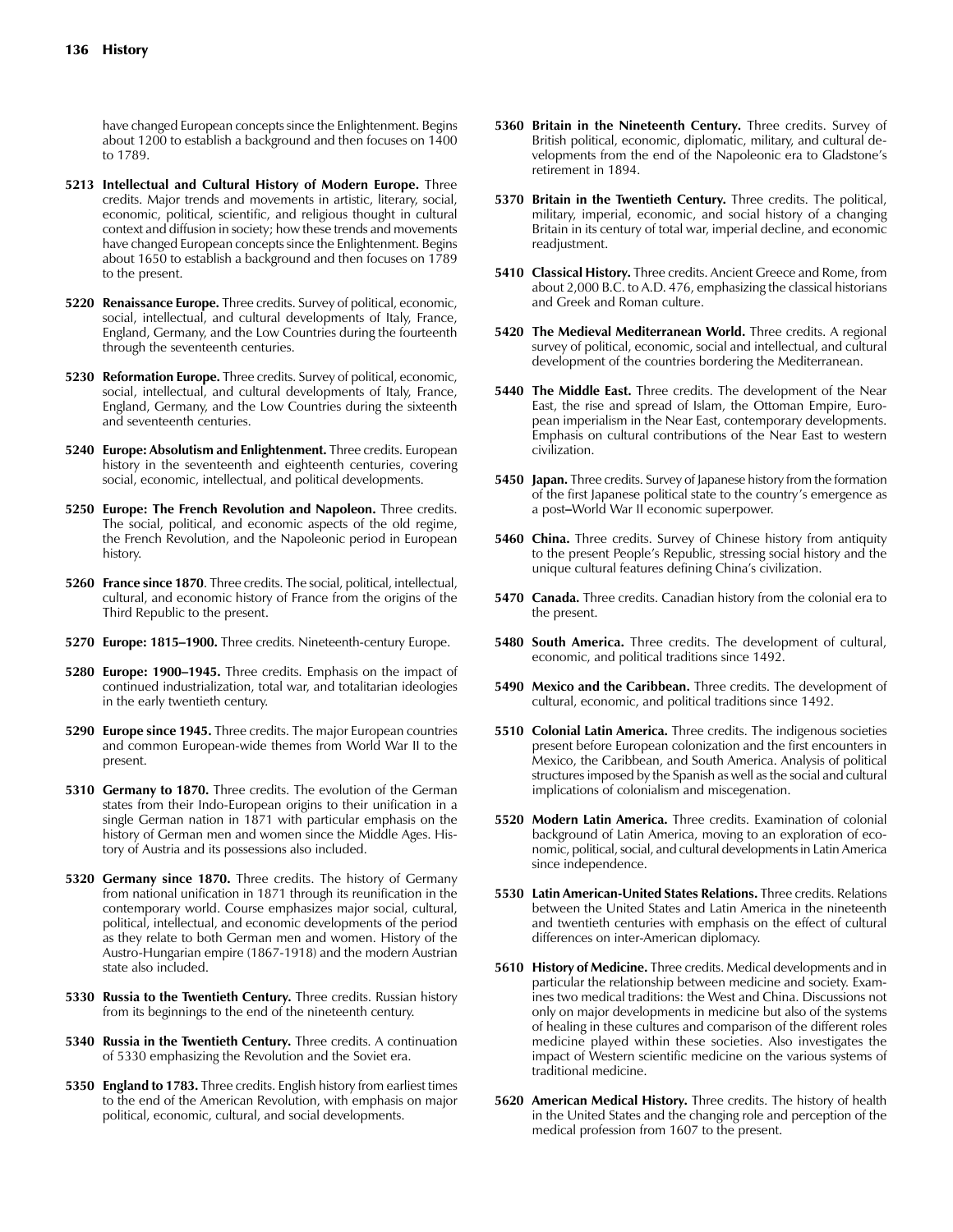have changed European concepts since the Enlightenment. Begins about 1200 to establish a background and then focuses on 1400 to 1789.

**5213 Intellectual and Cultural History of Modern Europe.** Three credits. Major trends and movements in artistic, literary, social, economic, political, scientific, and religious thought in cultural context and diffusion in society; how these trends and movements have changed European concepts since the Enlightenment. Begins about 1650 to establish a background and then focuses on 1789 to the present.

**5220 Renaissance Europe.** Three credits. Survey of political, economic, social, intellectual, and cultural developments of Italy, France, England, Germany, and the Low Countries during the fourteenth through the seventeenth centuries.

**5230 Reformation Europe.** Three credits. Survey of political, economic, social, intellectual, and cultural developments of Italy, France, England, Germany, and the Low Countries during the sixteenth and seventeenth centuries.

**5240 Europe: Absolutism and Enlightenment.** Three credits. European history in the seventeenth and eighteenth centuries, covering social, economic, intellectual, and political developments.

**5250 Europe: The French Revolution and Napoleon.** Three credits. The social, political, and economic aspects of the old regime, the French Revolution, and the Napoleonic period in European history.

**5260 France since 1870**. Three credits. The social, political, intellectual, cultural, and economic history of France from the origins of the Third Republic to the present.

**5270 Europe: 1815–1900.** Three credits. Nineteenth-century Europe.

**5280 Europe: 1900–1945.** Three credits. Emphasis on the impact of continued industrialization, total war, and totalitarian ideologies in the early twentieth century.

**5290 Europe since 1945.** Three credits. The major European countries and common European-wide themes from World War II to the present.

**5310 Germany to 1870.** Three credits. The evolution of the German states from their Indo-European origins to their unification in a single German nation in 1871 with particular emphasis on the history of German men and women since the Middle Ages. History of Austria and its possessions also included.

**5320 Germany since 1870.** Three credits. The history of Germany from national unification in 1871 through its reunification in the contemporary world. Course emphasizes major social, cultural, political, intellectual, and economic developments of the period as they relate to both German men and women. History of the Austro-Hungarian empire (1867-1918) and the modern Austrian state also included.

**5330 Russia to the Twentieth Century.** Three credits. Russian history from its beginnings to the end of the nineteenth century.

**5340 Russia in the Twentieth Century.** Three credits. A continuation of 5330 emphasizing the Revolution and the Soviet era.

**5350 England to 1783.** Three credits. English history from earliest times to the end of the American Revolution, with emphasis on major political, economic, cultural, and social developments.

**5360 Britain in the Nineteenth Century.** Three credits. Survey of British political, economic, diplomatic, military, and cultural developments from the end of the Napoleonic era to Gladstone's retirement in 1894.

**5370 Britain in the Twentieth Century.** Three credits. The political, military, imperial, economic, and social history of a changing Britain in its century of total war, imperial decline, and economic readjustment.

**5410 Classical History.** Three credits. Ancient Greece and Rome, from about 2,000 B.C. to A.D. 476, emphasizing the classical historians and Greek and Roman culture.

**5420 The Medieval Mediterranean World.** Three credits. A regional survey of political, economic, social and intellectual, and cultural development of the countries bordering the Mediterranean.

**5440 The Middle East.** Three credits. The development of the Near East, the rise and spread of Islam, the Ottoman Empire, European imperialism in the Near East, contemporary developments. Emphasis on cultural contributions of the Near East to western civilization.

**5450 Japan.** Three credits. Survey of Japanese history from the formation of the first Japanese political state to the country's emergence as a post–World War II economic superpower.

**5460 China.** Three credits. Survey of Chinese history from antiquity to the present People's Republic, stressing social history and the unique cultural features defining China's civilization.

**5470 Canada.** Three credits. Canadian history from the colonial era to the present.

**5480 South America.** Three credits. The development of cultural, economic, and political traditions since 1492.

**5490 Mexico and the Caribbean.** Three credits. The development of cultural, economic, and political traditions since 1492.

**5510 Colonial Latin America.** Three credits. The indigenous societies present before European colonization and the first encounters in Mexico, the Caribbean, and South America. Analysis of political structures imposed by the Spanish as well as the social and cultural implications of colonialism and miscegenation.

**5520 Modern Latin America.** Three credits. Examination of colonial background of Latin America, moving to an exploration of economic, political, social, and cultural developments in Latin America since independence.

**5530 Latin American-United States Relations.** Three credits. Relations between the United States and Latin America in the nineteenth and twentieth centuries with emphasis on the effect of cultural differences on inter-American diplomacy.

**5610 History of Medicine.** Three credits. Medical developments and in particular the relationship between medicine and society. Examines two medical traditions: the West and China. Discussions not only on major developments in medicine but also of the systems of healing in these cultures and comparison of the different roles medicine played within these societies. Also investigates the impact of Western scientific medicine on the various systems of traditional medicine.

**5620 American Medical History.** Three credits. The history of health in the United States and the changing role and perception of the medical profession from 1607 to the present.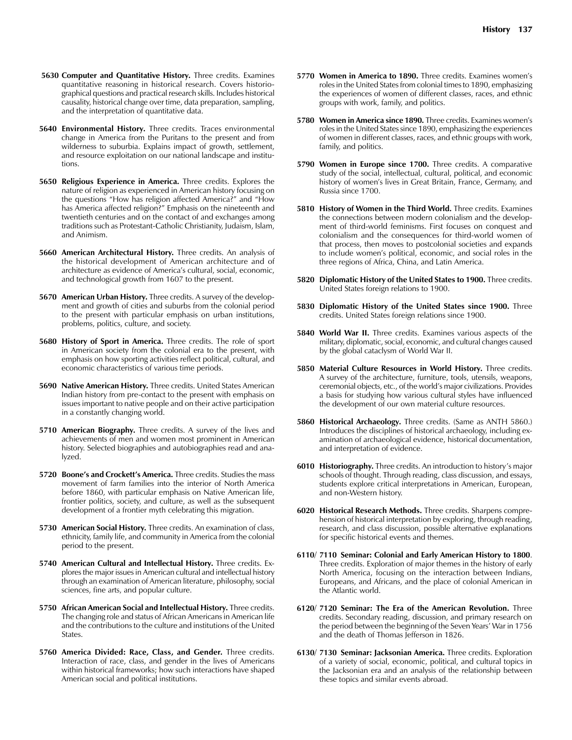**5630 Computer and Quantitative History.** Three credits. Examines quantitative reasoning in historical research. Covers historiographical questions and practical research skills. Includes historical causality, historical change over time, data preparation, sampling, and the interpretation of quantitative data.

**5640 Environmental History.** Three credits. Traces environmental change in America from the Puritans to the present and from wilderness to suburbia. Explains impact of growth, settlement, and resource exploitation on our national landscape and institutions.

**5650 Religious Experience in America.** Three credits. Explores the nature of religion as experienced in American history focusing on the questions "How has religion affected America?" and "How has America affected religion?" Emphasis on the nineteenth and twentieth centuries and on the contact of and exchanges among traditions such as Protestant-Catholic Christianity, Judaism, Islam, and Animism.

**5660 American Architectural History.** Three credits. An analysis of the historical development of American architecture and of architecture as evidence of America's cultural, social, economic, and technological growth from 1607 to the present.

**5670 American Urban History.** Three credits. A survey of the development and growth of cities and suburbs from the colonial period to the present with particular emphasis on urban institutions, problems, politics, culture, and society.

**5680 History of Sport in America.** Three credits. The role of sport in American society from the colonial era to the present, with emphasis on how sporting activities reflect political, cultural, and economic characteristics of various time periods.

**5690 Native American History.** Three credits. United States American Indian history from pre-contact to the present with emphasis on issues important to native people and on their active participation in a constantly changing world.

**5710 American Biography.** Three credits. A survey of the lives and achievements of men and women most prominent in American history. Selected biographies and autobiographies read and analyzed.

**5720 Boone's and Crockett's America.** Three credits. Studies the mass movement of farm families into the interior of North America before 1860, with particular emphasis on Native American life, frontier politics, society, and culture, as well as the subsequent development of a frontier myth celebrating this migration.

**5730 American Social History.** Three credits. An examination of class, ethnicity, family life, and community in America from the colonial period to the present.

**5740 American Cultural and Intellectual History.** Three credits. Explores the major issues in American cultural and intellectual history through an examination of American literature, philosophy, social sciences, fine arts, and popular culture.

**5750 African American Social and Intellectual History.** Three credits. The changing role and status of African Americans in American life and the contributions to the culture and institutions of the United States.

**5760 America Divided: Race, Class, and Gender.** Three credits. Interaction of race, class, and gender in the lives of Americans within historical frameworks; how such interactions have shaped American social and political institutions.

**5770 Women in America to 1890.** Three credits. Examines women's roles in the United States from colonial times to 1890, emphasizing the experiences of women of different classes, races, and ethnic groups with work, family, and politics.

**5780 Women in America since 1890.** Three credits. Examines women's roles in the United States since 1890, emphasizing the experiences of women in different classes, races, and ethnic groups with work, family, and politics.

**5790 Women in Europe since 1700.** Three credits. A comparative study of the social, intellectual, cultural, political, and economic history of women's lives in Great Britain, France, Germany, and Russia since 1700.

**5810 History of Women in the Third World.** Three credits. Examines the connections between modern colonialism and the development of third-world feminisms. First focuses on conquest and colonialism and the consequences for third-world women of that process, then moves to postcolonial societies and expands to include women's political, economic, and social roles in the three regions of Africa, China, and Latin America.

**5820 Diplomatic History of the United States to 1900.** Three credits. United States foreign relations to 1900.

**5830 Diplomatic History of the United States since 1900.** Three credits. United States foreign relations since 1900.

**5840 World War II.** Three credits. Examines various aspects of the military, diplomatic, social, economic, and cultural changes caused by the global cataclysm of World War II.

**5850 Material Culture Resources in World History.** Three credits. A survey of the architecture, furniture, tools, utensils, weapons, ceremonial objects, etc., of the world's major civilizations. Provides a basis for studying how various cultural styles have influenced the development of our own material culture resources.

**5860 Historical Archaeology.** Three credits. (Same as ANTH 5860.) Introduces the disciplines of historical archaeology, including examination of archaeological evidence, historical documentation, and interpretation of evidence.

**6010 Historiography.** Three credits. An introduction to history's major schools of thought. Through reading, class discussion, and essays, students explore critical interpretations in American, European, and non-Western history.

**6020 Historical Research Methods.** Three credits. Sharpens comprehension of historical interpretation by exploring, through reading, research, and class discussion, possible alternative explanations for specific historical events and themes.

**6110/ 7110 Seminar: Colonial and Early American History to 1800**. Three credits. Exploration of major themes in the history of early North America, focusing on the interaction between Indians, Europeans, and Africans, and the place of colonial American in the Atlantic world.

**6120/ 7120 Seminar: The Era of the American Revolution.** Three credits. Secondary reading, discussion, and primary research on the period between the beginning of the Seven Years' War in 1756 and the death of Thomas Jefferson in 1826.

**6130/ 7130 Seminar: Jacksonian America.** Three credits. Exploration of a variety of social, economic, political, and cultural topics in the Jacksonian era and an analysis of the relationship between these topics and similar events abroad.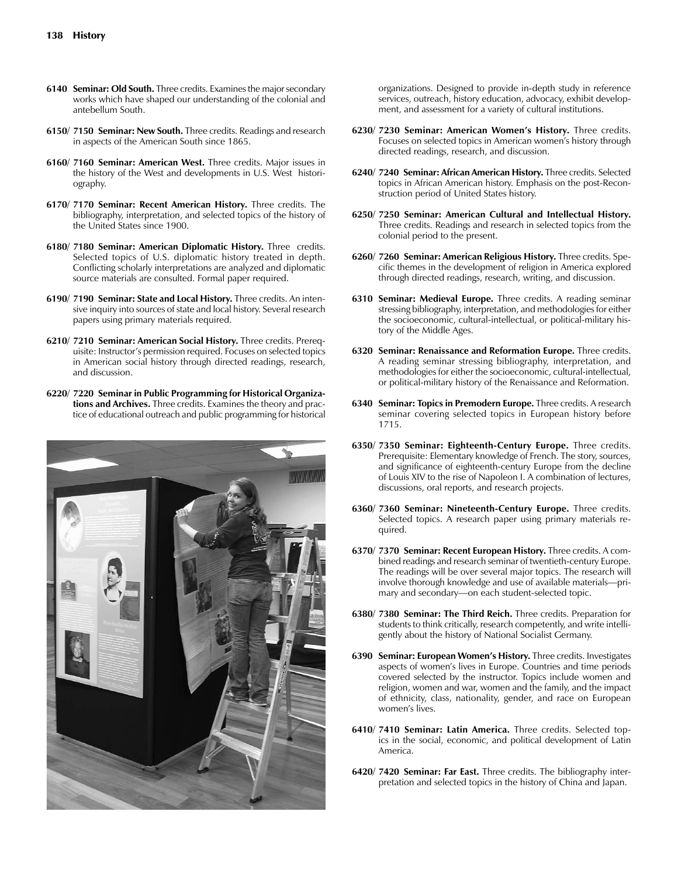**6140 Seminar: Old South.** Three credits. Examines the major secondary works which have shaped our understanding of the colonial and antebellum South.

**6150/ 7150 Seminar: New South.** Three credits. Readings and research in aspects of the American South since 1865.

**6160/ 7160 Seminar: American West.** Three credits. Major issues in the history of the West and developments in U.S. West historiography.

**6170/ 7170 Seminar: Recent American History.** Three credits. The bibliography, interpretation, and selected topics of the history of the United States since 1900.

**6180/ 7180 Seminar: American Diplomatic History.** Three credits. Selected topics of U.S. diplomatic history treated in depth. Conflicting scholarly interpretations are analyzed and diplomatic source materials are consulted. Formal paper required.

**6190/ 7190 Seminar: State and Local History.** Three credits. An intensive inquiry into sources of state and local history. Several research papers using primary materials required.

**6210/ 7210 Seminar: American Social History.** Three credits. Prerequisite: Instructor's permission required. Focuses on selected topics in American social history through directed readings, research, and discussion.

**6220/ 7220 Seminar in Public Programming for Historical Organizations and Archives.** Three credits. Examines the theory and practice of educational outreach and public programming for historical organizations. Designed to provide in-depth study in reference services, outreach, history education, advocacy, exhibit development, and assessment for a variety of cultural institutions.

**6230/ 7230 Seminar: American Women's History.** Three credits. Focuses on selected topics in American women's history through directed readings, research, and discussion.

**6240/ 7240 Seminar: African American History.** Three credits. Selected topics in African American history. Emphasis on the post-Reconstruction period of United States history.

**6250/ 7250 Seminar: American Cultural and Intellectual History.** Three credits. Readings and research in selected topics from the colonial period to the present.

**6260/ 7260 Seminar: American Religious History.** Three credits. Specific themes in the development of religion in America explored through directed readings, research, writing, and discussion.

**6310 Seminar: Medieval Europe.** Three credits. A reading seminar stressing bibliography, interpretation, and methodologies for either the socioeconomic, cultural-intellectual, or political-military history of the Middle Ages.

**6320 Seminar: Renaissance and Reformation Europe.** Three credits. A reading seminar stressing bibliography, interpretation, and methodologies for either the socioeconomic, cultural-intellectual, or political-military history of the Renaissance and Reformation.

**6340 Seminar: Topics in Premodern Europe.** Three credits. A research seminar covering selected topics in European history before 1715.

**6350/ 7350 Seminar: Eighteenth-Century Europe.** Three credits. Prerequisite: Elementary knowledge of French. The story, sources, and significance of eighteenth-century Europe from the decline of Louis XIV to the rise of Napoleon I. A combination of lectures, discussions, oral reports, and research projects.

**6360/ 7360 Seminar: Nineteenth-Century Europe.** Three credits. Selected topics. A research paper using primary materials required.

**6370/ 7370 Seminar: Recent European History.** Three credits. A combined readings and research seminar of twentieth-century Europe. The readings will be over several major topics. The research will involve thorough knowledge and use of available materials—primary and secondary—on each student-selected topic.

**6380/ 7380 Seminar: The Third Reich.** Three credits. Preparation for students to think critically, research competently, and write intelligently about the history of National Socialist Germany.

**6390 Seminar: European Women's History.** Three credits. Investigates aspects of women's lives in Europe. Countries and time periods covered selected by the instructor. Topics include women and religion, women and war, women and the family, and the impact of ethnicity, class, nationality, gender, and race on European women's lives.

**6410/ 7410 Seminar: Latin America.** Three credits. Selected topics in the social, economic, and political development of Latin America.

**6420/ 7420 Seminar: Far East.** Three credits. The bibliography interpretation and selected topics in the history of China and Japan.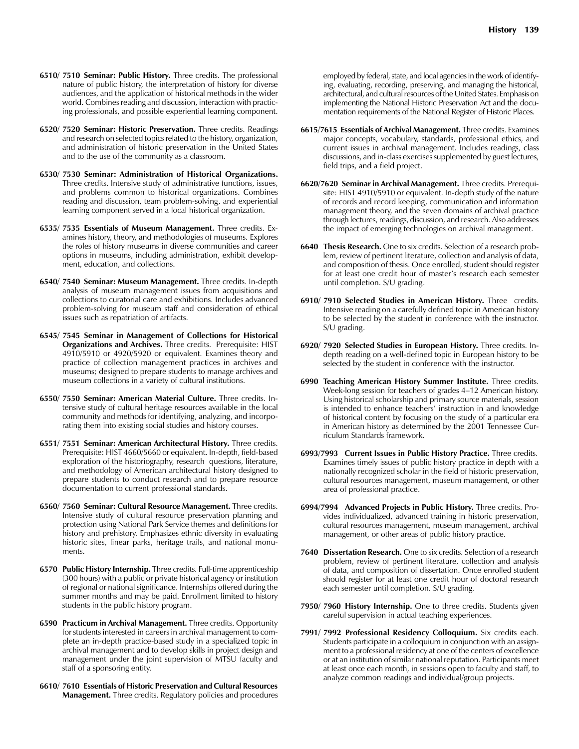**6510/ 7510 Seminar: Public History.** Three credits. The professional nature of public history, the interpretation of history for diverse audiences, and the application of historical methods in the wider world. Combines reading and discussion, interaction with practicing professionals, and possible experiential learning component.

**6520/ 7520 Seminar: Historic Preservation.** Three credits. Readings and research on selected topics related to the history, organization, and administration of historic preservation in the United States and to the use of the community as a classroom.

**6530/ 7530 Seminar: Administration of Historical Organizations.** Three credits. Intensive study of administrative functions, issues, and problems common to historical organizations. Combines reading and discussion, team problem-solving, and experiential learning component served in a local historical organization.

**6535/ 7535 Essentials of Museum Management.** Three credits. Examines history, theory, and methodologies of museums. Explores the roles of history museums in diverse communities and career options in museums, including administration, exhibit development, education, and collections.

**6540/ 7540 Seminar: Museum Management.** Three credits. In-depth analysis of museum management issues from acquisitions and collections to curatorial care and exhibitions. Includes advanced problem-solving for museum staff and consideration of ethical issues such as repatriation of artifacts.

**6545/ 7545 Seminar in Management of Collections for Historical Organizations and Archives.** Three credits. Prerequisite: HIST 4910/5910 or 4920/5920 or equivalent. Examines theory and practice of collection management practices in archives and museums; designed to prepare students to manage archives and museum collections in a variety of cultural institutions.

**6550/ 7550 Seminar: American Material Culture.** Three credits. Intensive study of cultural heritage resources available in the local community and methods for identifying, analyzing, and incorporating them into existing social studies and history courses.

**6551/ 7551 Seminar: American Architectural History.** Three credits. Prerequisite: HIST 4660/5660 or equivalent. In-depth, field-based exploration of the historiography, research questions, literature, and methodology of American architectural history designed to prepare students to conduct research and to prepare resource documentation to current professional standards.

**6560/ 7560 Seminar: Cultural Resource Management.** Three credits. Intensive study of cultural resource preservation planning and protection using National Park Service themes and definitions for history and prehistory. Emphasizes ethnic diversity in evaluating historic sites, linear parks, heritage trails, and national monuments.

**6570 Public History Internship.** Three credits. Full-time apprenticeship (300 hours) with a public or private historical agency or institution of regional or national significance. Internships offered during the summer months and may be paid. Enrollment limited to history students in the public history program.

**6590 Practicum in Archival Management.** Three credits. Opportunity for students interested in careers in archival management to complete an in-depth practice-based study in a specialized topic in archival management and to develop skills in project design and management under the joint supervision of MTSU faculty and staff of a sponsoring entity.

**6610/ 7610 Essentials of Historic Preservation and Cultural Resources Management.** Three credits. Regulatory policies and procedures employed by federal, state, and local agencies in the work of identifying, evaluating, recording, preserving, and managing the historical, architectural, and cultural resources of the United States. Emphasis on implementing the National Historic Preservation Act and the documentation requirements of the National Register of Historic Places.

**6615/7615 Essentials of Archival Management.** Three credits. Examines major concepts, vocabulary, standards, professional ethics, and current issues in archival management. Includes readings, class discussions, and in-class exercises supplemented by guest lectures, field trips, and a field project.

**6620/7620 Seminar in Archival Management.** Three credits. Prerequisite: HIST 4910/5910 or equivalent. In-depth study of the nature of records and record keeping, communication and information management theory, and the seven domains of archival practice through lectures, readings, discussion, and research. Also addresses the impact of emerging technologies on archival management.

**6640 Thesis Research.** One to six credits. Selection of a research problem, review of pertinent literature, collection and analysis of data, and composition of thesis. Once enrolled, student should register for at least one credit hour of master's research each semester until completion. S/U grading.

**6910/ 7910 Selected Studies in American History.** Three credits. Intensive reading on a carefully defined topic in American history to be selected by the student in conference with the instructor. S/U grading.

**6920/ 7920 Selected Studies in European History.** Three credits. In-depth reading on a well-defined topic in European history to be selected by the student in conference with the instructor.

**6990 Teaching American History Summer Institute.** Three credits. Week-long session for teachers of grades 4–12 American history. Using historical scholarship and primary source materials, session is intended to enhance teachers' instruction in and knowledge of historical content by focusing on the study of a particular era in American history as determined by the 2001 Tennessee Curriculum Standards framework.

**6993/7993 Current Issues in Public History Practice.** Three credits. Examines timely issues of public history practice in depth with a nationally recognized scholar in the field of historic preservation, cultural resources management, museum management, or other area of professional practice.

**6994/7994 Advanced Projects in Public History.** Three credits. Provides individualized, advanced training in historic preservation, cultural resources management, museum management, archival management, or other areas of public history practice.

**7640 Dissertation Research.** One to six credits. Selection of a research problem, review of pertinent literature, collection and analysis of data, and composition of dissertation. Once enrolled student should register for at least one credit hour of doctoral research each semester until completion. S/U grading.

**7950/ 7960 History Internship.** One to three credits. Students given careful supervision in actual teaching experiences.

**7991/ 7992 Professional Residency Colloquium.** Six credits each. Students participate in a colloquium in conjunction with an assignment to a professional residency at one of the centers of excellence or at an institution of similar national reputation. Participants meet at least once each month, in sessions open to faculty and staff, to analyze common readings and individual/group projects.